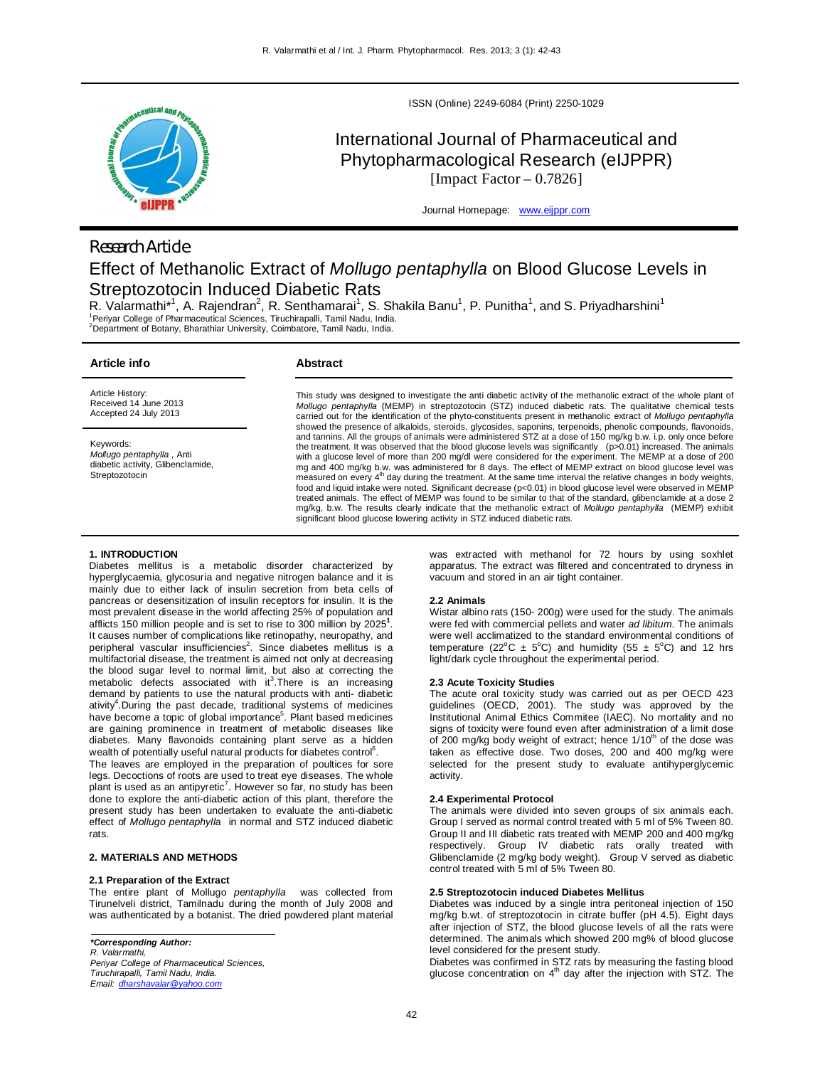ISSN (Online) 2249-6084 (Print) 2250-1029

# International Journal of Pharmaceutical and Phytopharmacological Research (eIJPPR)

[Impact Factor – 0.7826]

Journal Homepage: www.eijppr.com

Research Article

# Effect of Methanolic Extract of *Mollugo pentaphylla* on Blood Glucose Levels in Streptozotocin Induced Diabetic Rats

R. Valarmathi*[1], A. Rajendran[2], R. Senthamarai[1], S. Shakila Banu[1], P. Punitha[1], and S. Priyadharshini[1]

[1]Periyar College of Pharmaceutical Sciences, Tiruchirapalli, Tamil Nadu, India.
[2]Department of Botany, Bharathiar University, Coimbatore, Tamil Nadu, India.

**Article info**

Article History:
Received 14 June 2013
Accepted 24 July 2013

Keywords:
*Mollugo pentaphylla*, Anti diabetic activity, Glibenclamide, Streptozotocin

**Abstract**

This study was designed to investigate the anti diabetic activity of the methanolic extract of the whole plant of *Mollugo pentaphylla* (MEMP) in streptozotocin (STZ) induced diabetic rats. The qualitative chemical tests carried out for the identification of the phyto-constituents present in methanolic extract of *Mollugo pentaphylla* showed the presence of alkaloids, steroids, glycosides, saponins, terpenoids, phenolic compounds, flavonoids, and tannins. All the groups of animals were administered STZ at a dose of 150 mg/kg b.w. i.p. only once before the treatment. It was observed that the blood glucose levels was significantly ($p>0.01$) increased. The animals with a glucose level of more than 200 mg/dl were considered for the experiment. The MEMP at a dose of 200 mg and 400 mg/kg b.w. was administered for 8 days. The effect of MEMP extract on blood glucose level was measured on every 4[th] day during the treatment. At the same time interval the relative changes in body weights, food and liquid intake were noted. Significant decrease ($p<0.01$) in blood glucose level were observed in MEMP treated animals. The effect of MEMP was found to be similar to that of the standard, glibenclamide at a dose 2 mg/kg, b.w. The results clearly indicate that the methanolic extract of *Mollugo pentaphylla* (MEMP) exhibit significant blood glucose lowering activity in STZ induced diabetic rats.

## 1. INTRODUCTION

Diabetes mellitus is a metabolic disorder characterized by hyperglycaemia, glycosuria and negative nitrogen balance and it is mainly due to either lack of insulin secretion from beta cells of pancreas or desensitization of insulin receptors for insulin. It is the most prevalent disease in the world affecting 25% of population and afflicts 150 million people and is set to rise to 300 million by 2025[1]. It causes number of complications like retinopathy, neuropathy, and peripheral vascular insufficiencies[2]. Since diabetes mellitus is a multifactorial disease, the treatment is aimed not only at decreasing the blood sugar level to normal limit, but also at correcting the metabolic defects associated with it[3].There is an increasing demand by patients to use the natural products with anti- diabetic ativity[4].During the past decade, traditional systems of medicines have become a topic of global importance[5]. Plant based medicines are gaining prominence in treatment of metabolic diseases like diabetes. Many flavonoids containing plant serve as a hidden wealth of potentially useful natural products for diabetes control[6].

The leaves are employed in the preparation of poultices for sore legs. Decoctions of roots are used to treat eye diseases. The whole plant is used as an antipyretic[7]. However so far, no study has been done to explore the anti-diabetic action of this plant, therefore the present study has been undertaken to evaluate the anti-diabetic effect of *Mollugo pentaphylla* in normal and STZ induced diabetic rats.

## 2. MATERIALS AND METHODS

### 2.1 Preparation of the Extract

The entire plant of Mollugo *pentaphylla* was collected from Tirunelveli district, Tamilnadu during the month of July 2008 and was authenticated by a botanist. The dried powdered plant material was extracted with methanol for 72 hours by using soxhlet apparatus. The extract was filtered and concentrated to dryness in vacuum and stored in an air tight container.

### 2.2 Animals

Wistar albino rats (150- 200g) were used for the study. The animals were fed with commercial pellets and water *ad libitum*. The animals were well acclimatized to the standard environmental conditions of temperature (22°C ± 5°C) and humidity (55 ± 5°C) and 12 hrs light/dark cycle throughout the experimental period.

### 2.3 Acute Toxicity Studies

The acute oral toxicity study was carried out as per OECD 423 guidelines (OECD, 2001). The study was approved by the Institutional Animal Ethics Commitee (IAEC). No mortality and no signs of toxicity were found even after administration of a limit dose of 200 mg/kg body weight of extract; hence 1/10[th] of the dose was taken as effective dose. Two doses, 200 and 400 mg/kg were selected for the present study to evaluate antihyperglycemic activity.

### 2.4 Experimental Protocol

The animals were divided into seven groups of six animals each. Group I served as normal control treated with 5 ml of 5% Tween 80. Group II and III diabetic rats treated with MEMP 200 and 400 mg/kg respectively. Group IV diabetic rats orally treated with Glibenclamide (2 mg/kg body weight). Group V served as diabetic control treated with 5 ml of 5% Tween 80.

### 2.5 Streptozotocin induced Diabetes Mellitus

Diabetes was induced by a single intra peritoneal injection of 150 mg/kg b.wt. of streptozotocin in citrate buffer (pH 4.5). Eight days after injection of STZ, the blood glucose levels of all the rats were determined. The animals which showed 200 mg% of blood glucose level considered for the present study.

Diabetes was confirmed in STZ rats by measuring the fasting blood glucose concentration on 4[th] day after the injection with STZ. The

*Corresponding Author:*
*R. Valarmathi,*
*Periyar College of Pharmaceutical Sciences,*
*Tiruchirapalli, Tamil Nadu, India.*
*Email: dharshavalar@yahoo.com*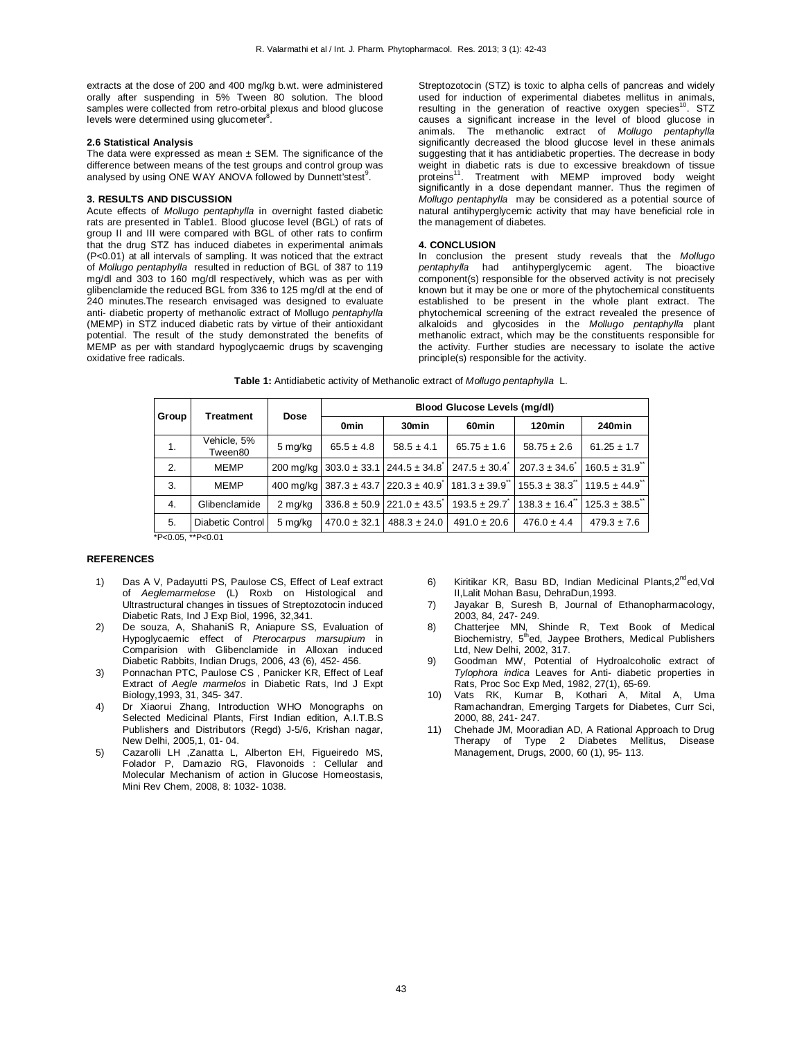extracts at the dose of 200 and 400 mg/kg b.wt. were administered orally after suspending in 5% Tween 80 solution. The blood samples were collected from retro-orbital plexus and blood glucose levels were determined using glucometer[8].

### 2.6 Statistical Analysis

The data were expressed as mean ± SEM. The significance of the difference between means of the test groups and control group was analysed by using ONE WAY ANOVA followed by Dunnett'stest[9].

## 3. RESULTS AND DISCUSSION

Acute effects of *Mollugo pentaphylla* in overnight fasted diabetic rats are presented in Table1. Blood glucose level (BGL) of rats of group II and III were compared with BGL of other rats to confirm that the drug STZ has induced diabetes in experimental animals (P<0.01) at all intervals of sampling. It was noticed that the extract of *Mollugo pentaphylla* resulted in reduction of BGL of 387 to 119 mg/dl and 303 to 160 mg/dl respectively, which was as per with glibenclamide the reduced BGL from 336 to 125 mg/dl at the end of 240 minutes.The research envisaged was designed to evaluate anti- diabetic property of methanolic extract of Mollugo *pentaphylla* (MEMP) in STZ induced diabetic rats by virtue of their antioxidant potential. The result of the study demonstrated the benefits of MEMP as per with standard hypoglycaemic drugs by scavenging oxidative free radicals.

Streptozotocin (STZ) is toxic to alpha cells of pancreas and widely used for induction of experimental diabetes mellitus in animals, resulting in the generation of reactive oxygen species[10]. STZ causes a significant increase in the level of blood glucose in animals. The methanolic extract of *Mollugo pentaphylla* significantly decreased the blood glucose level in these animals suggesting that it has antidiabetic properties. The decrease in body weight in diabetic rats is due to excessive breakdown of tissue proteins[11]. Treatment with MEMP improved body weight significantly in a dose dependant manner. Thus the regimen of *Mollugo pentaphylla* may be considered as a potential source of natural antihyperglycemic activity that may have beneficial role in the management of diabetes.

## 4. CONCLUSION

In conclusion the present study reveals that the *Mollugo pentaphylla* had antihyperglycemic agent. The bioactive component(s) responsible for the observed activity is not precisely known but it may be one or more of the phytochemical constituents established to be present in the whole plant extract. The phytochemical screening of the extract revealed the presence of alkaloids and glycosides in the *Mollugo pentaphylla* plant methanolic extract, which may be the constituents responsible for the activity. Further studies are necessary to isolate the active principle(s) responsible for the activity.

**Table 1:** Antidiabetic activity of Methanolic extract of *Mollugo pentaphylla* L.

| Group | Treatment | Dose | Blood Glucose Levels (mg/dl) | | | | |
|---|---|---|---|---|---|---|---|
| | | | 0min | 30min | 60min | 120min | 240min |
| 1. | Vehicle, 5% Tween80 | 5 mg/kg | 65.5 ± 4.8 | 58.5 ± 4.1 | 65.75 ± 1.6 | 58.75 ± 2.6 | 61.25 ± 1.7 |
| 2. | MEMP | 200 mg/kg | 303.0 ± 33.1 | 244.5 ± 34.8* | 247.5 ± 30.4* | 207.3 ± 34.6* | 160.5 ± 31.9** |
| 3. | MEMP | 400 mg/kg | 387.3 ± 43.7 | 220.3 ± 40.9* | 181.3 ± 39.9** | 155.3 ± 38.3** | 119.5 ± 44.9** |
| 4. | Glibenclamide | 2 mg/kg | 336.8 ± 50.9 | 221.0 ± 43.5* | 193.5 ± 29.7* | 138.3 ± 16.4** | 125.3 ± 38.5** |
| 5. | Diabetic Control | 5 mg/kg | 470.0 ± 32.1 | 488.3 ± 24.0 | 491.0 ± 20.6 | 476.0 ± 4.4 | 479.3 ± 7.6 |

*P<0.05, **P<0.01

## REFERENCES

1) Das A V, Padayutti PS, Paulose CS, Effect of Leaf extract of *Aeglemarmelose* (L) Roxb on Histological and Ultrastructural changes in tissues of Streptozotocin induced Diabetic Rats, Ind J Exp Biol, 1996, 32,341.
2) De souza, A, ShahaniS R, Aniapure SS, Evaluation of Hypoglycaemic effect of *Pterocarpus marsupium* in Comparision with Glibenclamide in Alloxan induced Diabetic Rabbits, Indian Drugs, 2006, 43 (6), 452- 456.
3) Ponnachan PTC, Paulose CS , Panicker KR, Effect of Leaf Extract of *Aegle marmelos* in Diabetic Rats, Ind J Expt Biology,1993, 31, 345- 347.
4) Dr Xiaorui Zhang, Introduction WHO Monographs on Selected Medicinal Plants, First Indian edition, A.I.T.B.S Publishers and Distributors (Regd) J-5/6, Krishan nagar, New Delhi, 2005,1, 01- 04.
5) Cazarolli LH ,Zanatta L, Alberton EH, Figueiredo MS, Folador P, Damazio RG, Flavonoids : Cellular and Molecular Mechanism of action in Glucose Homeostasis, Mini Rev Chem, 2008, 8: 1032- 1038.
6) Kiritikar KR, Basu BD, Indian Medicinal Plants,2nd ed,Vol II,Lalit Mohan Basu, DehraDun,1993.
7) Jayakar B, Suresh B, Journal of Ethanopharmacology, 2003, 84, 247- 249.
8) Chatterjee MN, Shinde R, Text Book of Medical Biochemistry, 5th ed, Jaypee Brothers, Medical Publishers Ltd, New Delhi, 2002, 317.
9) Goodman MW, Potential of Hydroalcoholic extract of *Tylophora indica* Leaves for Anti- diabetic properties in Rats, Proc Soc Exp Med, 1982, 27(1), 65-69.
10) Vats RK, Kumar B, Kothari A, Mital A, Uma Ramachandran, Emerging Targets for Diabetes, Curr Sci, 2000, 88, 241- 247.
11) Chehade JM, Mooradian AD, A Rational Approach to Drug Therapy of Type 2 Diabetes Mellitus, Disease Management, Drugs, 2000, 60 (1), 95- 113.